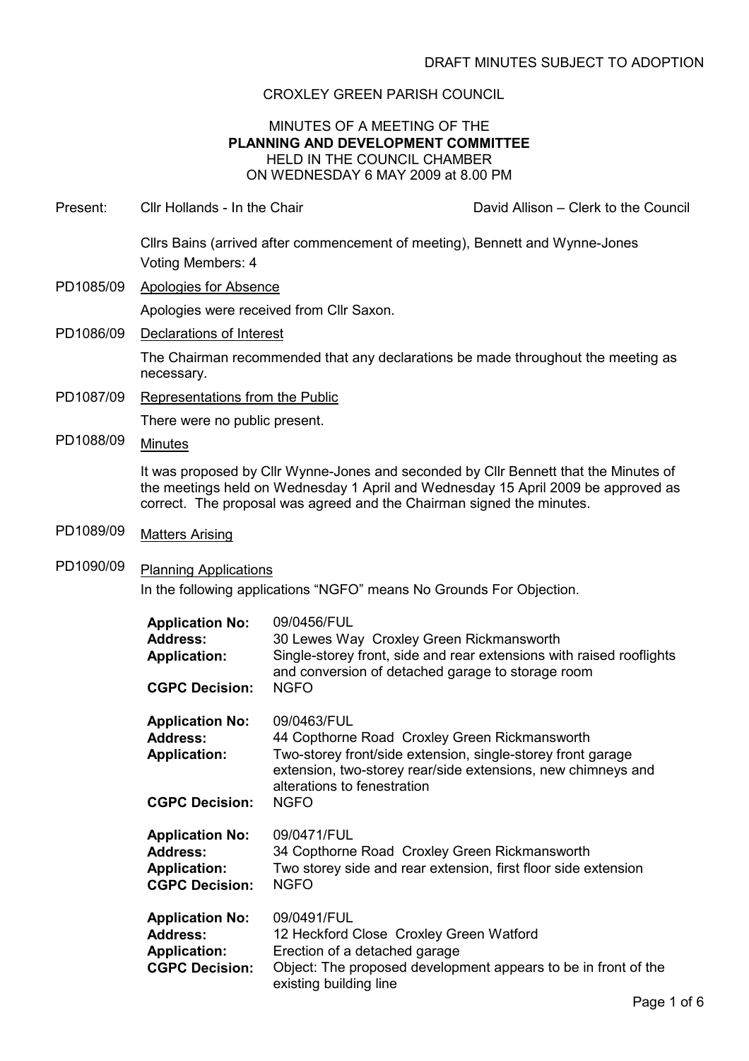DRAFT MINUTES SUBJECT TO ADOPTION

CROXLEY GREEN PARISH COUNCIL

MINUTES OF A MEETING OF THE
**PLANNING AND DEVELOPMENT COMMITTEE**
HELD IN THE COUNCIL CHAMBER
ON WEDNESDAY 6 MAY 2009 at 8.00 PM

Present: Cllr Hollands - In the Chair — David Allison – Clerk to the Council

Cllrs Bains (arrived after commencement of meeting), Bennett and Wynne-Jones
Voting Members: 4

PD1085/09 Apologies for Absence

Apologies were received from Cllr Saxon.

PD1086/09 Declarations of Interest

The Chairman recommended that any declarations be made throughout the meeting as necessary.

PD1087/09 Representations from the Public

There were no public present.

PD1088/09 Minutes

It was proposed by Cllr Wynne-Jones and seconded by Cllr Bennett that the Minutes of the meetings held on Wednesday 1 April and Wednesday 15 April 2009 be approved as correct. The proposal was agreed and the Chairman signed the minutes.

PD1089/09 Matters Arising

PD1090/09 Planning Applications

In the following applications "NGFO" means No Grounds For Objection.

| | |
|---|---|
| **Application No:** | 09/0456/FUL |
| **Address:** | 30 Lewes Way Croxley Green Rickmansworth |
| **Application:** | Single-storey front, side and rear extensions with raised rooflights and conversion of detached garage to storage room |
| **CGPC Decision:** | NGFO |

| | |
|---|---|
| **Application No:** | 09/0463/FUL |
| **Address:** | 44 Copthorne Road Croxley Green Rickmansworth |
| **Application:** | Two-storey front/side extension, single-storey front garage extension, two-storey rear/side extensions, new chimneys and alterations to fenestration |
| **CGPC Decision:** | NGFO |

| | |
|---|---|
| **Application No:** | 09/0471/FUL |
| **Address:** | 34 Copthorne Road Croxley Green Rickmansworth |
| **Application:** | Two storey side and rear extension, first floor side extension |
| **CGPC Decision:** | NGFO |

| | |
|---|---|
| **Application No:** | 09/0491/FUL |
| **Address:** | 12 Heckford Close Croxley Green Watford |
| **Application:** | Erection of a detached garage |
| **CGPC Decision:** | Object: The proposed development appears to be in front of the existing building line |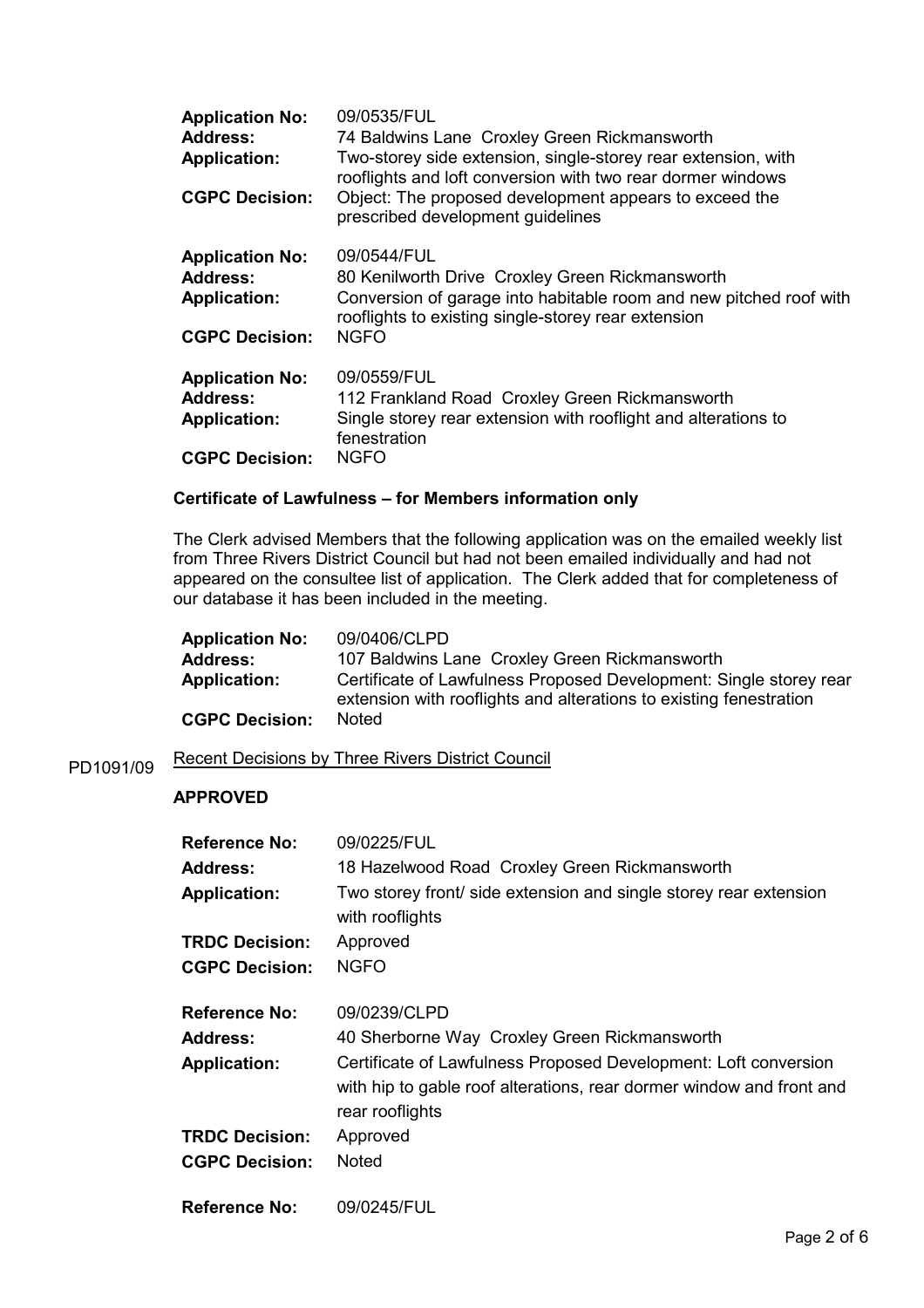**Application No:** 09/0535/FUL
**Address:** 74 Baldwins Lane Croxley Green Rickmansworth
**Application:** Two-storey side extension, single-storey rear extension, with rooflights and loft conversion with two rear dormer windows
**CGPC Decision:** Object: The proposed development appears to exceed the prescribed development guidelines

**Application No:** 09/0544/FUL
**Address:** 80 Kenilworth Drive Croxley Green Rickmansworth
**Application:** Conversion of garage into habitable room and new pitched roof with rooflights to existing single-storey rear extension
**CGPC Decision:** NGFO

**Application No:** 09/0559/FUL
**Address:** 112 Frankland Road Croxley Green Rickmansworth
**Application:** Single storey rear extension with rooflight and alterations to fenestration
**CGPC Decision:** NGFO

**Certificate of Lawfulness – for Members information only**

The Clerk advised Members that the following application was on the emailed weekly list from Three Rivers District Council but had not been emailed individually and had not appeared on the consultee list of application. The Clerk added that for completeness of our database it has been included in the meeting.

**Application No:** 09/0406/CLPD
**Address:** 107 Baldwins Lane Croxley Green Rickmansworth
**Application:** Certificate of Lawfulness Proposed Development: Single storey rear extension with rooflights and alterations to existing fenestration
**CGPC Decision:** Noted

PD1091/09 Recent Decisions by Three Rivers District Council

**APPROVED**

**Reference No:** 09/0225/FUL
**Address:** 18 Hazelwood Road Croxley Green Rickmansworth
**Application:** Two storey front/ side extension and single storey rear extension with rooflights
**TRDC Decision:** Approved
**CGPC Decision:** NGFO

**Reference No:** 09/0239/CLPD
**Address:** 40 Sherborne Way Croxley Green Rickmansworth
**Application:** Certificate of Lawfulness Proposed Development: Loft conversion with hip to gable roof alterations, rear dormer window and front and rear rooflights
**TRDC Decision:** Approved
**CGPC Decision:** Noted

**Reference No:** 09/0245/FUL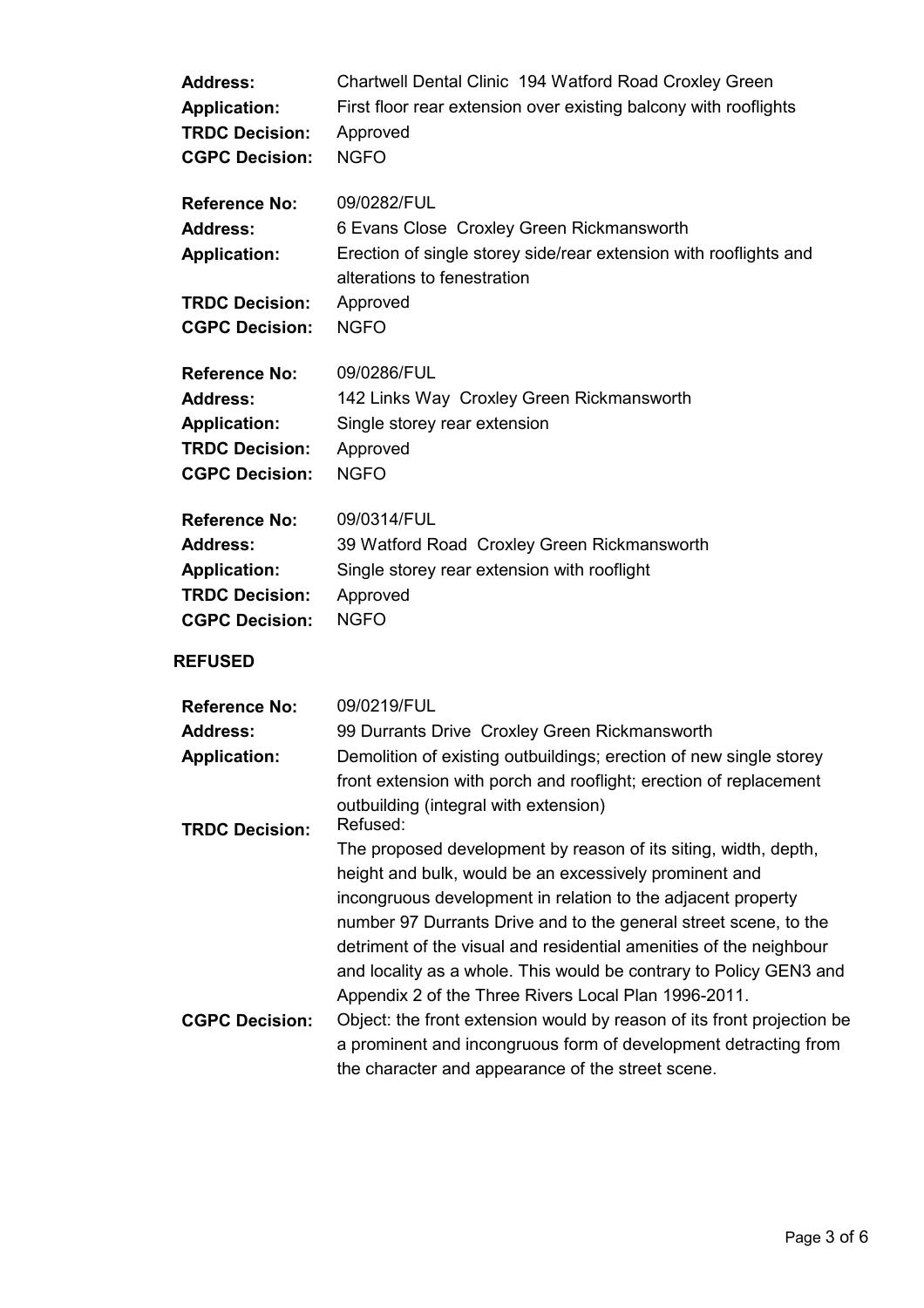**Address:** Chartwell Dental Clinic 194 Watford Road Croxley Green
**Application:** First floor rear extension over existing balcony with rooflights
**TRDC Decision:** Approved
**CGPC Decision:** NGFO

**Reference No:** 09/0282/FUL
**Address:** 6 Evans Close Croxley Green Rickmansworth
**Application:** Erection of single storey side/rear extension with rooflights and alterations to fenestration
**TRDC Decision:** Approved
**CGPC Decision:** NGFO

**Reference No:** 09/0286/FUL
**Address:** 142 Links Way Croxley Green Rickmansworth
**Application:** Single storey rear extension
**TRDC Decision:** Approved
**CGPC Decision:** NGFO

**Reference No:** 09/0314/FUL
**Address:** 39 Watford Road Croxley Green Rickmansworth
**Application:** Single storey rear extension with rooflight
**TRDC Decision:** Approved
**CGPC Decision:** NGFO

**REFUSED**

**Reference No:** 09/0219/FUL
**Address:** 99 Durrants Drive Croxley Green Rickmansworth
**Application:** Demolition of existing outbuildings; erection of new single storey front extension with porch and rooflight; erection of replacement outbuilding (integral with extension)
**TRDC Decision:** Refused:
The proposed development by reason of its siting, width, depth, height and bulk, would be an excessively prominent and incongruous development in relation to the adjacent property number 97 Durrants Drive and to the general street scene, to the detriment of the visual and residential amenities of the neighbour and locality as a whole. This would be contrary to Policy GEN3 and Appendix 2 of the Three Rivers Local Plan 1996-2011.
**CGPC Decision:** Object: the front extension would by reason of its front projection be a prominent and incongruous form of development detracting from the character and appearance of the street scene.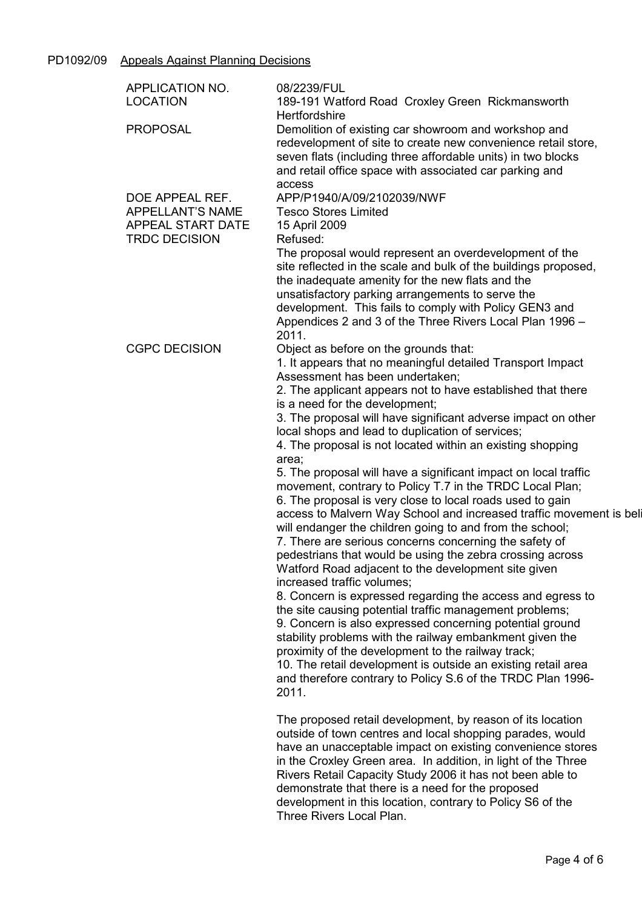PD1092/09 Appeals Against Planning Decisions

| | |
|---|---|
| APPLICATION NO. | 08/2239/FUL |
| LOCATION | 189-191 Watford Road Croxley Green Rickmansworth Hertfordshire |
| PROPOSAL | Demolition of existing car showroom and workshop and redevelopment of site to create new convenience retail store, seven flats (including three affordable units) in two blocks and retail office space with associated car parking and access |
| DOE APPEAL REF. | APP/P1940/A/09/2102039/NWF |
| APPELLANT'S NAME | Tesco Stores Limited |
| APPEAL START DATE | 15 April 2009 |
| TRDC DECISION | Refused: The proposal would represent an overdevelopment of the site reflected in the scale and bulk of the buildings proposed, the inadequate amenity for the new flats and the unsatisfactory parking arrangements to serve the development. This fails to comply with Policy GEN3 and Appendices 2 and 3 of the Three Rivers Local Plan 1996 – 2011. |
| CGPC DECISION | Object as before on the grounds that: 1. It appears that no meaningful detailed Transport Impact Assessment has been undertaken; 2. The applicant appears not to have established that there is a need for the development; 3. The proposal will have significant adverse impact on other local shops and lead to duplication of services; 4. The proposal is not located within an existing shopping area; 5. The proposal will have a significant impact on local traffic movement, contrary to Policy T.7 in the TRDC Local Plan; 6. The proposal is very close to local roads used to gain access to Malvern Way School and increased traffic movement is beli will endanger the children going to and from the school; 7. There are serious concerns concerning the safety of pedestrians that would be using the zebra crossing across Watford Road adjacent to the development site given increased traffic volumes; 8. Concern is expressed regarding the access and egress to the site causing potential traffic management problems; 9. Concern is also expressed concerning potential ground stability problems with the railway embankment given the proximity of the development to the railway track; 10. The retail development is outside an existing retail area and therefore contrary to Policy S.6 of the TRDC Plan 1996-2011. |
| | The proposed retail development, by reason of its location outside of town centres and local shopping parades, would have an unacceptable impact on existing convenience stores in the Croxley Green area. In addition, in light of the Three Rivers Retail Capacity Study 2006 it has not been able to demonstrate that there is a need for the proposed development in this location, contrary to Policy S6 of the Three Rivers Local Plan. |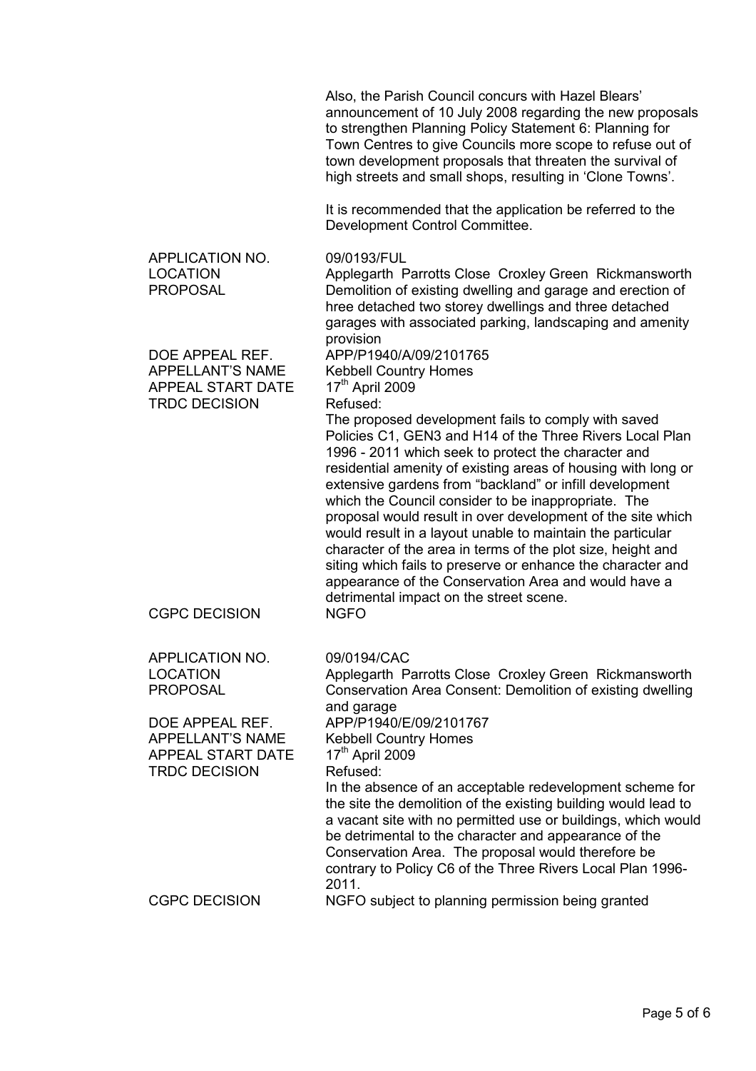Also, the Parish Council concurs with Hazel Blears' announcement of 10 July 2008 regarding the new proposals to strengthen Planning Policy Statement 6: Planning for Town Centres to give Councils more scope to refuse out of town development proposals that threaten the survival of high streets and small shops, resulting in 'Clone Towns'.

It is recommended that the application be referred to the Development Control Committee.

| | |
|---|---|
| APPLICATION NO. | 09/0193/FUL |
| LOCATION | Applegarth Parrotts Close Croxley Green Rickmansworth |
| PROPOSAL | Demolition of existing dwelling and garage and erection of hree detached two storey dwellings and three detached garages with associated parking, landscaping and amenity provision |
| DOE APPEAL REF. | APP/P1940/A/09/2101765 |
| APPELLANT'S NAME | Kebbell Country Homes |
| APPEAL START DATE | 17th April 2009 |
| TRDC DECISION | Refused: The proposed development fails to comply with saved Policies C1, GEN3 and H14 of the Three Rivers Local Plan 1996 - 2011 which seek to protect the character and residential amenity of existing areas of housing with long or extensive gardens from "backland" or infill development which the Council consider to be inappropriate. The proposal would result in over development of the site which would result in a layout unable to maintain the particular character of the area in terms of the plot size, height and siting which fails to preserve or enhance the character and appearance of the Conservation Area and would have a detrimental impact on the street scene. |
| CGPC DECISION | NGFO |

| | |
|---|---|
| APPLICATION NO. | 09/0194/CAC |
| LOCATION | Applegarth Parrotts Close Croxley Green Rickmansworth |
| PROPOSAL | Conservation Area Consent: Demolition of existing dwelling and garage |
| DOE APPEAL REF. | APP/P1940/E/09/2101767 |
| APPELLANT'S NAME | Kebbell Country Homes |
| APPEAL START DATE | 17th April 2009 |
| TRDC DECISION | Refused: In the absence of an acceptable redevelopment scheme for the site the demolition of the existing building would lead to a vacant site with no permitted use or buildings, which would be detrimental to the character and appearance of the Conservation Area. The proposal would therefore be contrary to Policy C6 of the Three Rivers Local Plan 1996-2011. |
| CGPC DECISION | NGFO subject to planning permission being granted |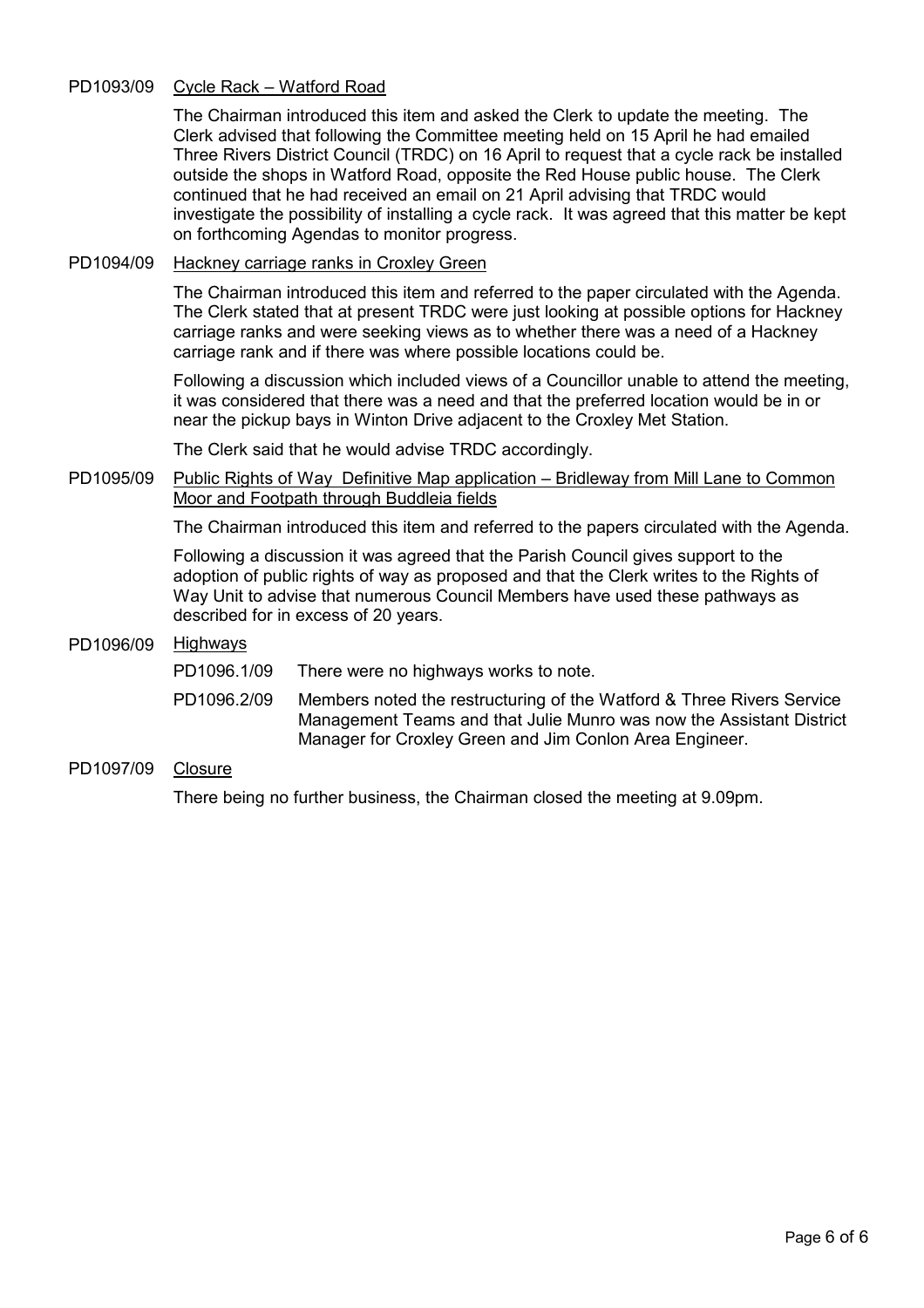PD1093/09 <u>Cycle Rack – Watford Road</u>

The Chairman introduced this item and asked the Clerk to update the meeting. The Clerk advised that following the Committee meeting held on 15 April he had emailed Three Rivers District Council (TRDC) on 16 April to request that a cycle rack be installed outside the shops in Watford Road, opposite the Red House public house. The Clerk continued that he had received an email on 21 April advising that TRDC would investigate the possibility of installing a cycle rack. It was agreed that this matter be kept on forthcoming Agendas to monitor progress.

PD1094/09 <u>Hackney carriage ranks in Croxley Green</u>

The Chairman introduced this item and referred to the paper circulated with the Agenda. The Clerk stated that at present TRDC were just looking at possible options for Hackney carriage ranks and were seeking views as to whether there was a need of a Hackney carriage rank and if there was where possible locations could be.

Following a discussion which included views of a Councillor unable to attend the meeting, it was considered that there was a need and that the preferred location would be in or near the pickup bays in Winton Drive adjacent to the Croxley Met Station.

The Clerk said that he would advise TRDC accordingly.

PD1095/09 <u>Public Rights of Way Definitive Map application – Bridleway from Mill Lane to Common Moor and Footpath through Buddleia fields</u>

The Chairman introduced this item and referred to the papers circulated with the Agenda.

Following a discussion it was agreed that the Parish Council gives support to the adoption of public rights of way as proposed and that the Clerk writes to the Rights of Way Unit to advise that numerous Council Members have used these pathways as described for in excess of 20 years.

PD1096/09 <u>Highways</u>

PD1096.1/09 There were no highways works to note.

PD1096.2/09 Members noted the restructuring of the Watford & Three Rivers Service Management Teams and that Julie Munro was now the Assistant District Manager for Croxley Green and Jim Conlon Area Engineer.

PD1097/09 <u>Closure</u>

There being no further business, the Chairman closed the meeting at 9.09pm.